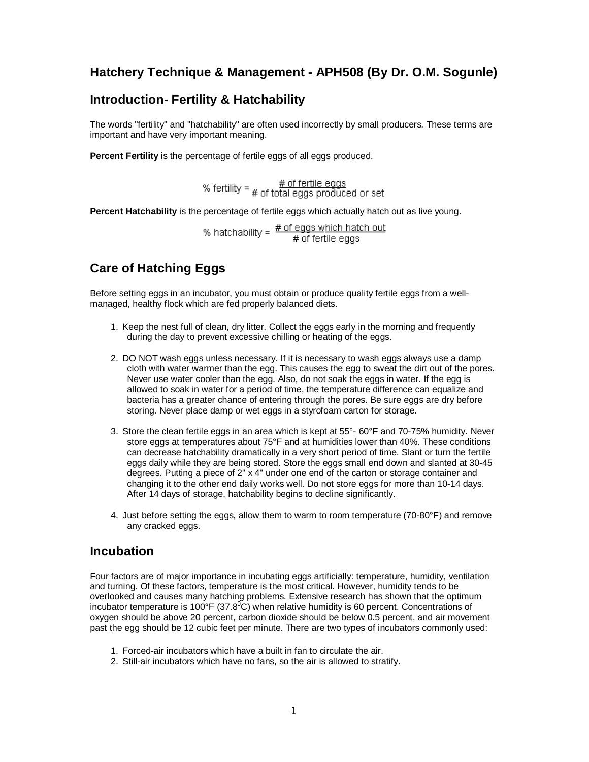## Hatchery Technique & Management - APH508 (By Dr. O.M. Sogunle)

## Introduction- Fertility & Hatchability

The words "fertility" and "hatchability" are often used incorrectly by small producers. These terms are important and have very important meaning.

**Percent Fertility** is the percentage of fertile eggs of all eggs produced.

$$\% \text{ fertility} = \frac{\text{\# of fertile eggs}}{\text{\# of total eggs produced or set}}$$

**Percent Hatchability** is the percentage of fertile eggs which actually hatch out as live young.

$$\% \text{ hatchability} = \frac{\text{\# of eggs which hatch out}}{\text{\# of fertile eggs}}$$

## Care of Hatching Eggs

Before setting eggs in an incubator, you must obtain or produce quality fertile eggs from a well-managed, healthy flock which are fed properly balanced diets.

1. Keep the nest full of clean, dry litter. Collect the eggs early in the morning and frequently during the day to prevent excessive chilling or heating of the eggs.
2. DO NOT wash eggs unless necessary. If it is necessary to wash eggs always use a damp cloth with water warmer than the egg. This causes the egg to sweat the dirt out of the pores. Never use water cooler than the egg. Also, do not soak the eggs in water. If the egg is allowed to soak in water for a period of time, the temperature difference can equalize and bacteria has a greater chance of entering through the pores. Be sure eggs are dry before storing. Never place damp or wet eggs in a styrofoam carton for storage.
3. Store the clean fertile eggs in an area which is kept at 55°- 60°F and 70-75% humidity. Never store eggs at temperatures about 75°F and at humidities lower than 40%. These conditions can decrease hatchability dramatically in a very short period of time. Slant or turn the fertile eggs daily while they are being stored. Store the eggs small end down and slanted at 30-45 degrees. Putting a piece of 2" x 4" under one end of the carton or storage container and changing it to the other end daily works well. Do not store eggs for more than 10-14 days. After 14 days of storage, hatchability begins to decline significantly.
4. Just before setting the eggs, allow them to warm to room temperature (70-80°F) and remove any cracked eggs.

## Incubation

Four factors are of major importance in incubating eggs artificially: temperature, humidity, ventilation and turning. Of these factors, temperature is the most critical. However, humidity tends to be overlooked and causes many hatching problems. Extensive research has shown that the optimum incubator temperature is 100°F (37.8$^{0}$C) when relative humidity is 60 percent. Concentrations of oxygen should be above 20 percent, carbon dioxide should be below 0.5 percent, and air movement past the egg should be 12 cubic feet per minute. There are two types of incubators commonly used:

1. Forced-air incubators which have a built in fan to circulate the air.
2. Still-air incubators which have no fans, so the air is allowed to stratify.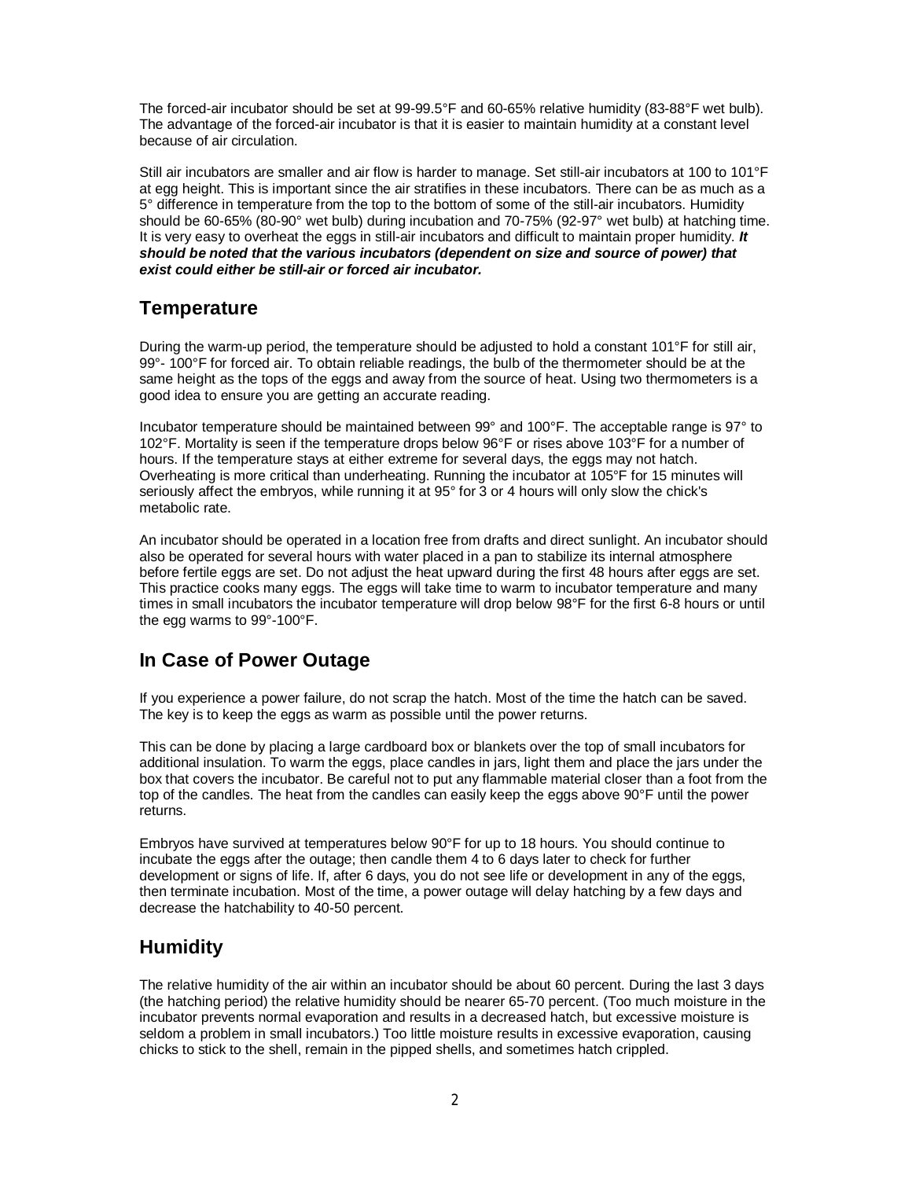The forced-air incubator should be set at 99-99.5°F and 60-65% relative humidity (83-88°F wet bulb). The advantage of the forced-air incubator is that it is easier to maintain humidity at a constant level because of air circulation.

Still air incubators are smaller and air flow is harder to manage. Set still-air incubators at 100 to 101°F at egg height. This is important since the air stratifies in these incubators. There can be as much as a 5° difference in temperature from the top to the bottom of some of the still-air incubators. Humidity should be 60-65% (80-90° wet bulb) during incubation and 70-75% (92-97° wet bulb) at hatching time. It is very easy to overheat the eggs in still-air incubators and difficult to maintain proper humidity. ***It should be noted that the various incubators (dependent on size and source of power) that exist could either be still-air or forced air incubator.***

## Temperature

During the warm-up period, the temperature should be adjusted to hold a constant 101°F for still air, 99°- 100°F for forced air. To obtain reliable readings, the bulb of the thermometer should be at the same height as the tops of the eggs and away from the source of heat. Using two thermometers is a good idea to ensure you are getting an accurate reading.

Incubator temperature should be maintained between 99° and 100°F. The acceptable range is 97° to 102°F. Mortality is seen if the temperature drops below 96°F or rises above 103°F for a number of hours. If the temperature stays at either extreme for several days, the eggs may not hatch. Overheating is more critical than underheating. Running the incubator at 105°F for 15 minutes will seriously affect the embryos, while running it at 95° for 3 or 4 hours will only slow the chick's metabolic rate.

An incubator should be operated in a location free from drafts and direct sunlight. An incubator should also be operated for several hours with water placed in a pan to stabilize its internal atmosphere before fertile eggs are set. Do not adjust the heat upward during the first 48 hours after eggs are set. This practice cooks many eggs. The eggs will take time to warm to incubator temperature and many times in small incubators the incubator temperature will drop below 98°F for the first 6-8 hours or until the egg warms to 99°-100°F.

## In Case of Power Outage

If you experience a power failure, do not scrap the hatch. Most of the time the hatch can be saved. The key is to keep the eggs as warm as possible until the power returns.

This can be done by placing a large cardboard box or blankets over the top of small incubators for additional insulation. To warm the eggs, place candles in jars, light them and place the jars under the box that covers the incubator. Be careful not to put any flammable material closer than a foot from the top of the candles. The heat from the candles can easily keep the eggs above 90°F until the power returns.

Embryos have survived at temperatures below 90°F for up to 18 hours. You should continue to incubate the eggs after the outage; then candle them 4 to 6 days later to check for further development or signs of life. If, after 6 days, you do not see life or development in any of the eggs, then terminate incubation. Most of the time, a power outage will delay hatching by a few days and decrease the hatchability to 40-50 percent.

## Humidity

The relative humidity of the air within an incubator should be about 60 percent. During the last 3 days (the hatching period) the relative humidity should be nearer 65-70 percent. (Too much moisture in the incubator prevents normal evaporation and results in a decreased hatch, but excessive moisture is seldom a problem in small incubators.) Too little moisture results in excessive evaporation, causing chicks to stick to the shell, remain in the pipped shells, and sometimes hatch crippled.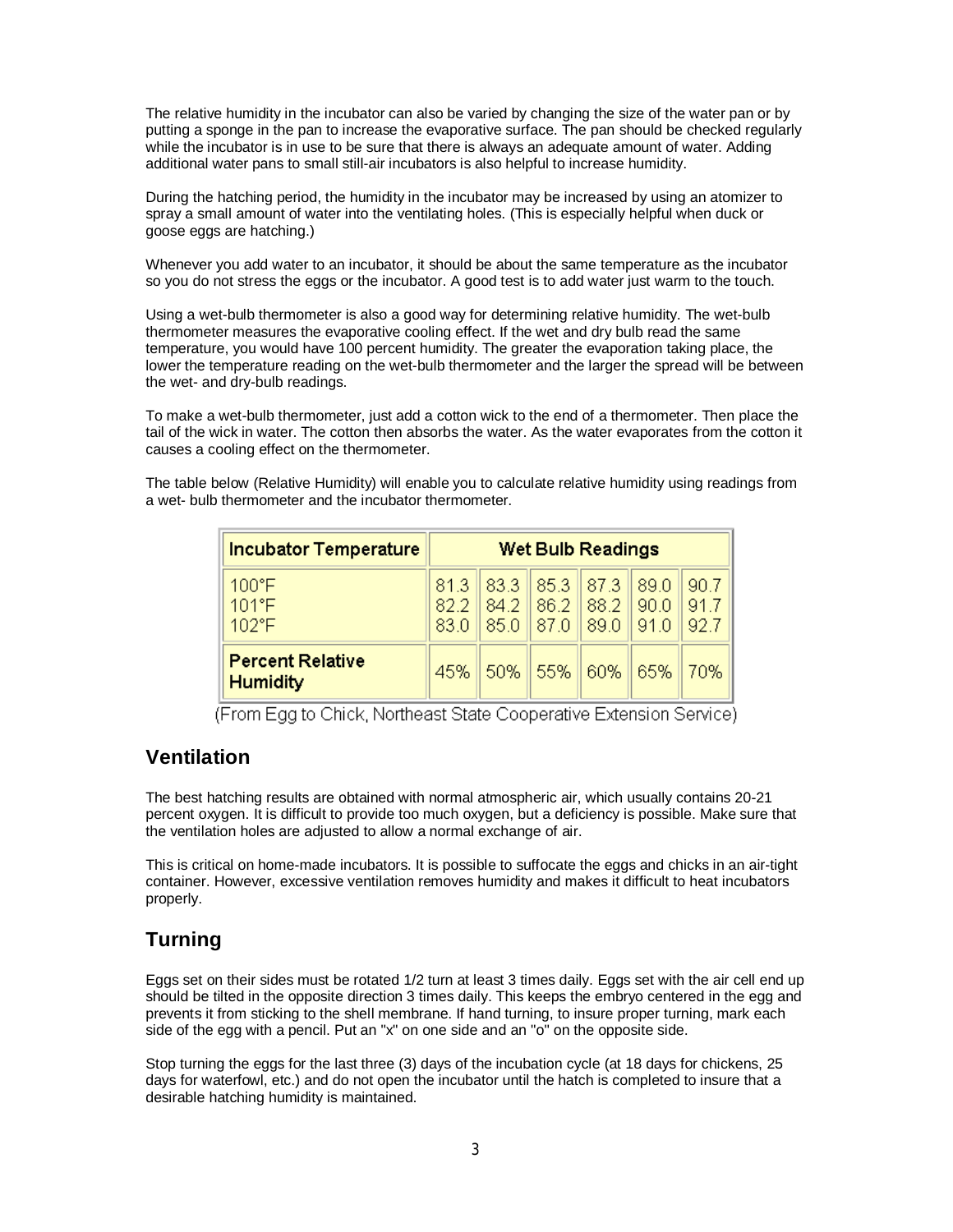The relative humidity in the incubator can also be varied by changing the size of the water pan or by putting a sponge in the pan to increase the evaporative surface. The pan should be checked regularly while the incubator is in use to be sure that there is always an adequate amount of water. Adding additional water pans to small still-air incubators is also helpful to increase humidity.

During the hatching period, the humidity in the incubator may be increased by using an atomizer to spray a small amount of water into the ventilating holes. (This is especially helpful when duck or goose eggs are hatching.)

Whenever you add water to an incubator, it should be about the same temperature as the incubator so you do not stress the eggs or the incubator. A good test is to add water just warm to the touch.

Using a wet-bulb thermometer is also a good way for determining relative humidity. The wet-bulb thermometer measures the evaporative cooling effect. If the wet and dry bulb read the same temperature, you would have 100 percent humidity. The greater the evaporation taking place, the lower the temperature reading on the wet-bulb thermometer and the larger the spread will be between the wet- and dry-bulb readings.

To make a wet-bulb thermometer, just add a cotton wick to the end of a thermometer. Then place the tail of the wick in water. The cotton then absorbs the water. As the water evaporates from the cotton it causes a cooling effect on the thermometer.

The table below (Relative Humidity) will enable you to calculate relative humidity using readings from a wet- bulb thermometer and the incubator thermometer.

| Incubator Temperature | Wet Bulb Readings | | | | | |
|---|---|---|---|---|---|---|
| 100°F | 81.3 | 83.3 | 85.3 | 87.3 | 89.0 | 90.7 |
| 101°F | 82.2 | 84.2 | 86.2 | 88.2 | 90.0 | 91.7 |
| 102°F | 83.0 | 85.0 | 87.0 | 89.0 | 91.0 | 92.7 |
| **Percent Relative Humidity** | 45% | 50% | 55% | 60% | 65% | 70% |

(From Egg to Chick, Northeast State Cooperative Extension Service)

## Ventilation

The best hatching results are obtained with normal atmospheric air, which usually contains 20-21 percent oxygen. It is difficult to provide too much oxygen, but a deficiency is possible. Make sure that the ventilation holes are adjusted to allow a normal exchange of air.

This is critical on home-made incubators. It is possible to suffocate the eggs and chicks in an air-tight container. However, excessive ventilation removes humidity and makes it difficult to heat incubators properly.

## Turning

Eggs set on their sides must be rotated 1/2 turn at least 3 times daily. Eggs set with the air cell end up should be tilted in the opposite direction 3 times daily. This keeps the embryo centered in the egg and prevents it from sticking to the shell membrane. If hand turning, to insure proper turning, mark each side of the egg with a pencil. Put an "x" on one side and an "o" on the opposite side.

Stop turning the eggs for the last three (3) days of the incubation cycle (at 18 days for chickens, 25 days for waterfowl, etc.) and do not open the incubator until the hatch is completed to insure that a desirable hatching humidity is maintained.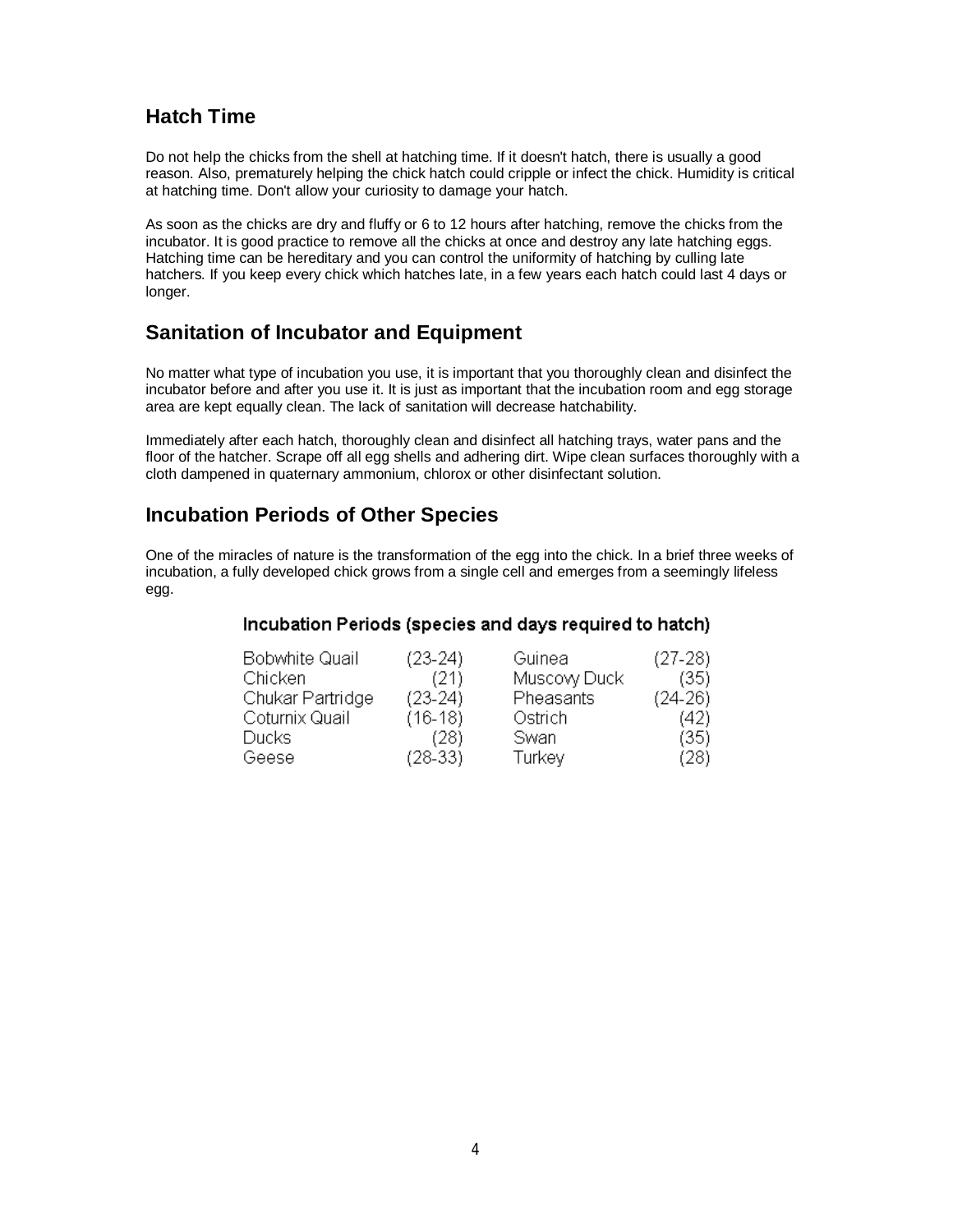## Hatch Time

Do not help the chicks from the shell at hatching time. If it doesn't hatch, there is usually a good reason. Also, prematurely helping the chick hatch could cripple or infect the chick. Humidity is critical at hatching time. Don't allow your curiosity to damage your hatch.

As soon as the chicks are dry and fluffy or 6 to 12 hours after hatching, remove the chicks from the incubator. It is good practice to remove all the chicks at once and destroy any late hatching eggs. Hatching time can be hereditary and you can control the uniformity of hatching by culling late hatchers. If you keep every chick which hatches late, in a few years each hatch could last 4 days or longer.

## Sanitation of Incubator and Equipment

No matter what type of incubation you use, it is important that you thoroughly clean and disinfect the incubator before and after you use it. It is just as important that the incubation room and egg storage area are kept equally clean. The lack of sanitation will decrease hatchability.

Immediately after each hatch, thoroughly clean and disinfect all hatching trays, water pans and the floor of the hatcher. Scrape off all egg shells and adhering dirt. Wipe clean surfaces thoroughly with a cloth dampened in quaternary ammonium, chlorox or other disinfectant solution.

## Incubation Periods of Other Species

One of the miracles of nature is the transformation of the egg into the chick. In a brief three weeks of incubation, a fully developed chick grows from a single cell and emerges from a seemingly lifeless egg.

**Incubation Periods (species and days required to hatch)**

| | | | |
|---|---|---|---|
| Bobwhite Quail | (23-24) | Guinea | (27-28) |
| Chicken | (21) | Muscovy Duck | (35) |
| Chukar Partridge | (23-24) | Pheasants | (24-26) |
| Coturnix Quail | (16-18) | Ostrich | (42) |
| Ducks | (28) | Swan | (35) |
| Geese | (28-33) | Turkey | (28) |